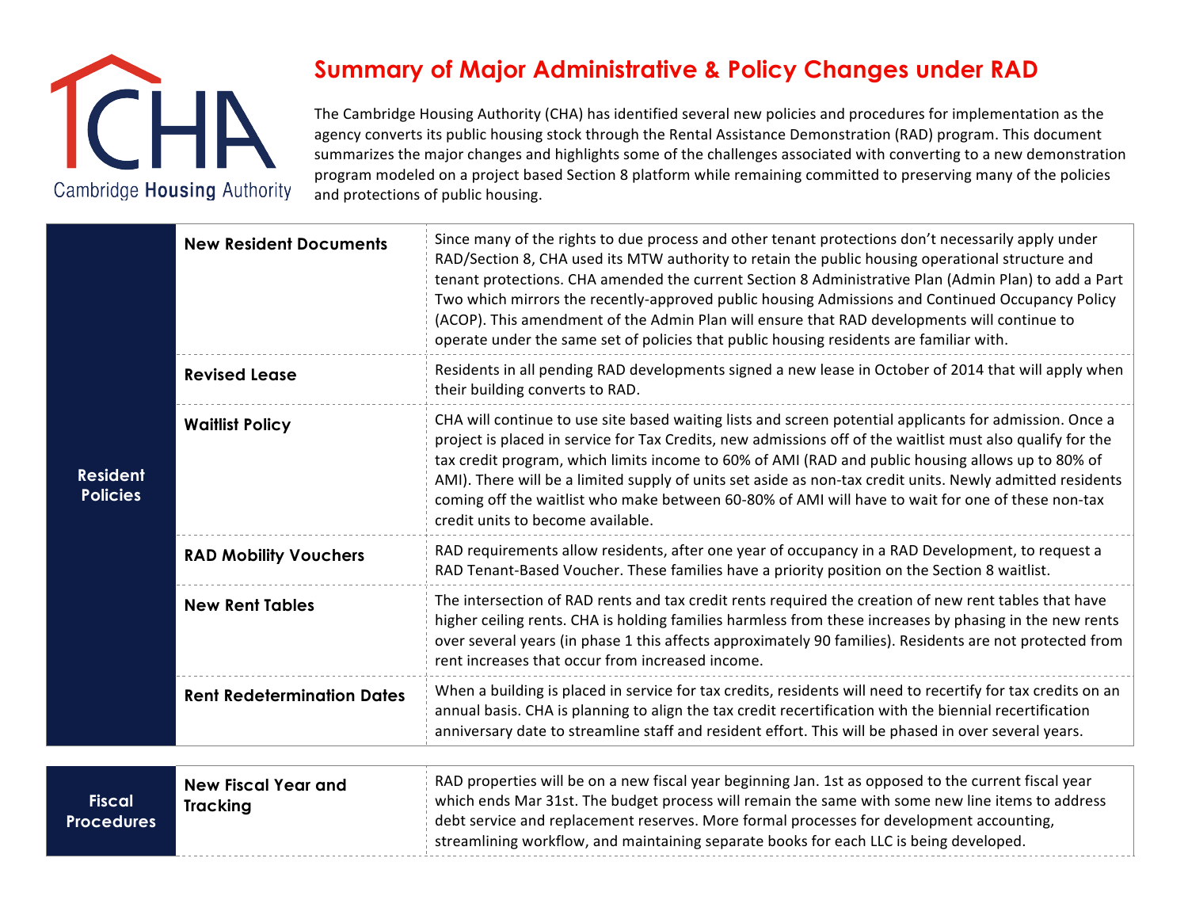# Summary of Major Administrative & Policy Changes under RAD

The Cambridge Housing Authority (CHA) has identified several new policies and procedures for implementation as the agency converts its public housing stock through the Rental Assistance Demonstration (RAD) program. This document summarizes the major changes and highlights some of the challenges associated with converting to a new demonstration program modeled on a project based Section 8 platform while remaining committed to preserving many of the policies and protections of public housing.

| Category | Topic | Description |
|---|---|---|
| **Resident Policies** | **New Resident Documents** | Since many of the rights to due process and other tenant protections don't necessarily apply under RAD/Section 8, CHA used its MTW authority to retain the public housing operational structure and tenant protections. CHA amended the current Section 8 Administrative Plan (Admin Plan) to add a Part Two which mirrors the recently-approved public housing Admissions and Continued Occupancy Policy (ACOP). This amendment of the Admin Plan will ensure that RAD developments will continue to operate under the same set of policies that public housing residents are familiar with. |
| | **Revised Lease** | Residents in all pending RAD developments signed a new lease in October of 2014 that will apply when their building converts to RAD. |
| | **Waitlist Policy** | CHA will continue to use site based waiting lists and screen potential applicants for admission. Once a project is placed in service for Tax Credits, new admissions off of the waitlist must also qualify for the tax credit program, which limits income to 60% of AMI (RAD and public housing allows up to 80% of AMI). There will be a limited supply of units set aside as non-tax credit units. Newly admitted residents coming off the waitlist who make between 60-80% of AMI will have to wait for one of these non-tax credit units to become available. |
| | **RAD Mobility Vouchers** | RAD requirements allow residents, after one year of occupancy in a RAD Development, to request a RAD Tenant-Based Voucher. These families have a priority position on the Section 8 waitlist. |
| | **New Rent Tables** | The intersection of RAD rents and tax credit rents required the creation of new rent tables that have higher ceiling rents. CHA is holding families harmless from these increases by phasing in the new rents over several years (in phase 1 this affects approximately 90 families). Residents are not protected from rent increases that occur from increased income. |
| | **Rent Redetermination Dates** | When a building is placed in service for tax credits, residents will need to recertify for tax credits on an annual basis. CHA is planning to align the tax credit recertification with the biennial recertification anniversary date to streamline staff and resident effort. This will be phased in over several years. |

| Category | Topic | Description |
|---|---|---|
| **Fiscal Procedures** | **New Fiscal Year and Tracking** | RAD properties will be on a new fiscal year beginning Jan. 1st as opposed to the current fiscal year which ends Mar 31st. The budget process will remain the same with some new line items to address debt service and replacement reserves. More formal processes for development accounting, streamlining workflow, and maintaining separate books for each LLC is being developed. |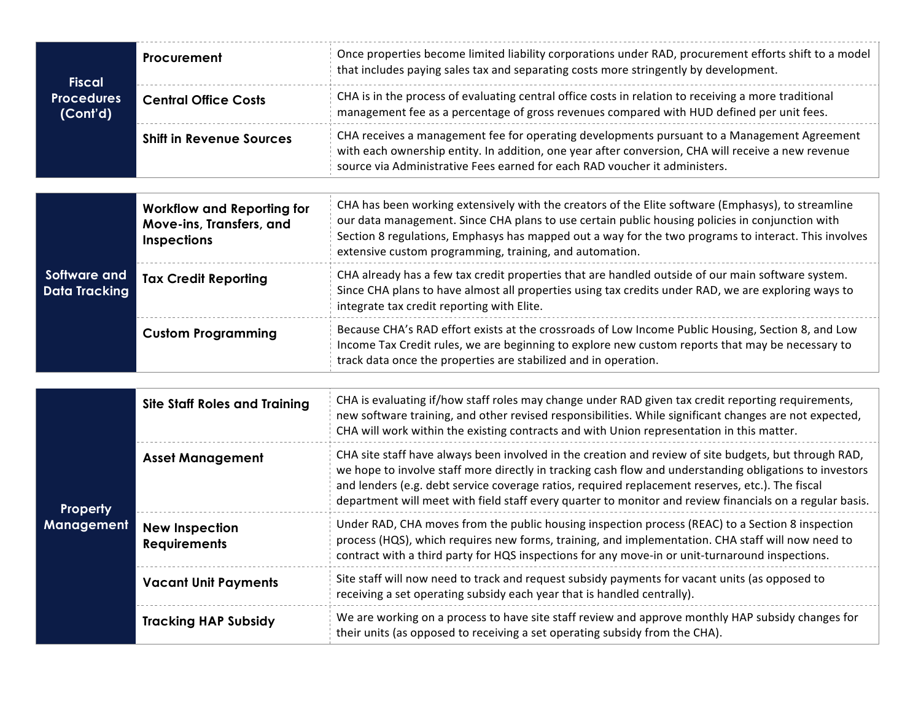| | | |
|---|---|---|
| **Fiscal Procedures (Cont'd)** | **Procurement** | Once properties become limited liability corporations under RAD, procurement efforts shift to a model that includes paying sales tax and separating costs more stringently by development. |
| | **Central Office Costs** | CHA is in the process of evaluating central office costs in relation to receiving a more traditional management fee as a percentage of gross revenues compared with HUD defined per unit fees. |
| | **Shift in Revenue Sources** | CHA receives a management fee for operating developments pursuant to a Management Agreement with each ownership entity. In addition, one year after conversion, CHA will receive a new revenue source via Administrative Fees earned for each RAD voucher it administers. |

| | | |
|---|---|---|
| **Software and Data Tracking** | **Workflow and Reporting for Move-ins, Transfers, and Inspections** | CHA has been working extensively with the creators of the Elite software (Emphasys), to streamline our data management. Since CHA plans to use certain public housing policies in conjunction with Section 8 regulations, Emphasys has mapped out a way for the two programs to interact. This involves extensive custom programming, training, and automation. |
| | **Tax Credit Reporting** | CHA already has a few tax credit properties that are handled outside of our main software system. Since CHA plans to have almost all properties using tax credits under RAD, we are exploring ways to integrate tax credit reporting with Elite. |
| | **Custom Programming** | Because CHA's RAD effort exists at the crossroads of Low Income Public Housing, Section 8, and Low Income Tax Credit rules, we are beginning to explore new custom reports that may be necessary to track data once the properties are stabilized and in operation. |

| | | |
|---|---|---|
| **Property Management** | **Site Staff Roles and Training** | CHA is evaluating if/how staff roles may change under RAD given tax credit reporting requirements, new software training, and other revised responsibilities. While significant changes are not expected, CHA will work within the existing contracts and with Union representation in this matter. |
| | **Asset Management** | CHA site staff have always been involved in the creation and review of site budgets, but through RAD, we hope to involve staff more directly in tracking cash flow and understanding obligations to investors and lenders (e.g. debt service coverage ratios, required replacement reserves, etc.). The fiscal department will meet with field staff every quarter to monitor and review financials on a regular basis. |
| | **New Inspection Requirements** | Under RAD, CHA moves from the public housing inspection process (REAC) to a Section 8 inspection process (HQS), which requires new forms, training, and implementation. CHA staff will now need to contract with a third party for HQS inspections for any move-in or unit-turnaround inspections. |
| | **Vacant Unit Payments** | Site staff will now need to track and request subsidy payments for vacant units (as opposed to receiving a set operating subsidy each year that is handled centrally). |
| | **Tracking HAP Subsidy** | We are working on a process to have site staff review and approve monthly HAP subsidy changes for their units (as opposed to receiving a set operating subsidy from the CHA). |